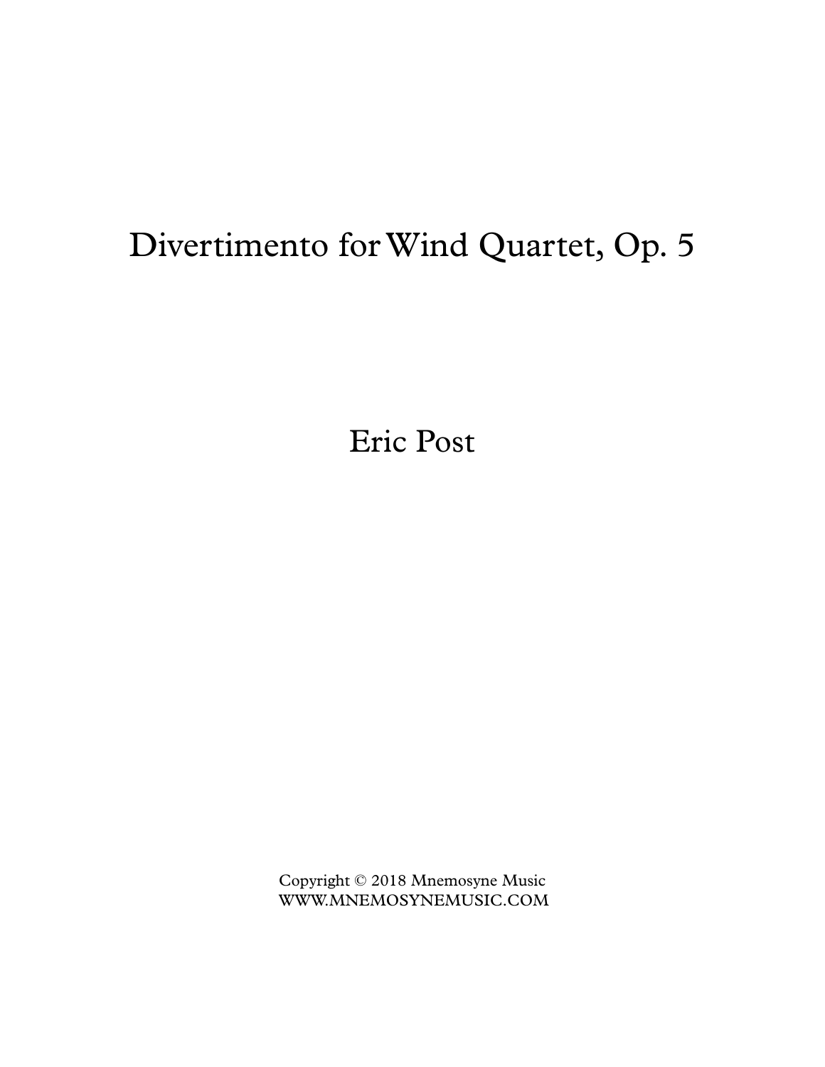# Divertimento for Wind Quartet, Op. 5

Eric Post

Copyright © 2018 Mnemosyne Music
WWW.MNEMOSYNEMUSIC.COM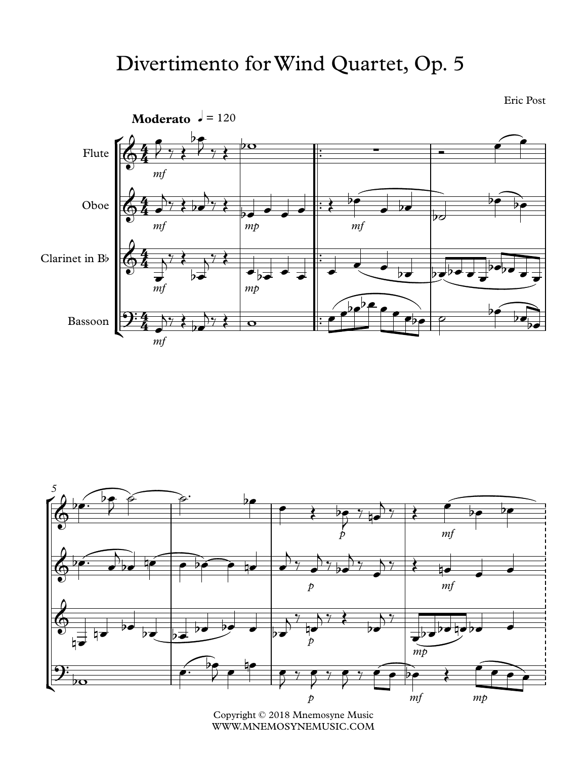# Divertimento for Wind Quartet, Op. 5

Eric Post

**Moderato** ♩ = 120

Copyright © 2018 Mnemosyne Music
WWW.MNEMOSYNEMUSIC.COM